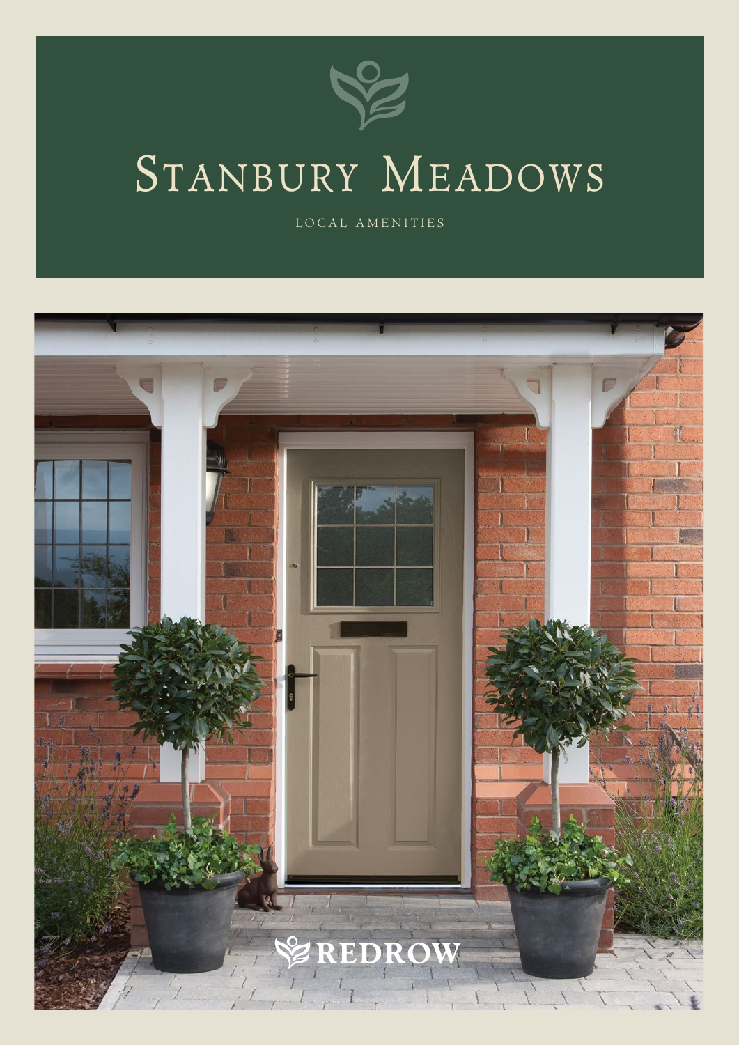# Stanbury Meadows

LOCAL AMENITIES

REDROW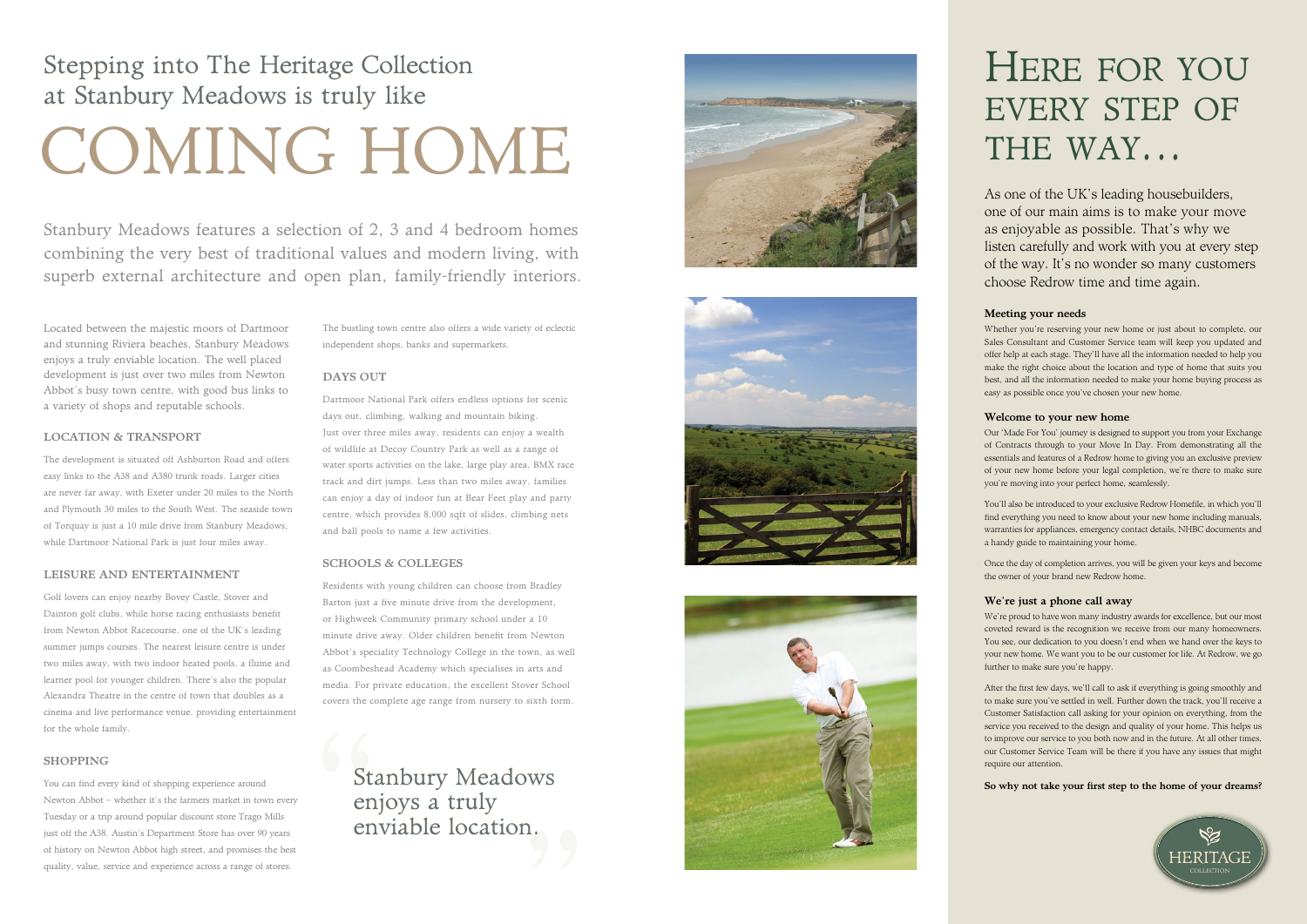# Stepping into The Heritage Collection at Stanbury Meadows is truly like COMING HOME

Stanbury Meadows features a selection of 2, 3 and 4 bedroom homes combining the very best of traditional values and modern living, with superb external architecture and open plan, family-friendly interiors.

Located between the majestic moors of Dartmoor and stunning Riviera beaches, Stanbury Meadows enjoys a truly enviable location. The well placed development is just over two miles from Newton Abbot's busy town centre, with good bus links to a variety of shops and reputable schools.

### LOCATION & TRANSPORT

The development is situated off Ashburton Road and offers easy links to the A38 and A380 trunk roads. Larger cities are never far away, with Exeter under 20 miles to the North and Plymouth 30 miles to the South West. The seaside town of Torquay is just a 10 mile drive from Stanbury Meadows, while Dartmoor National Park is just four miles away.

### LEISURE AND ENTERTAINMENT

Golf lovers can enjoy nearby Bovey Castle, Stover and Dainton golf clubs, while horse racing enthusiasts benefit from Newton Abbot Racecourse, one of the UK's leading summer jumps courses. The nearest leisure centre is under two miles away, with two indoor heated pools, a flume and learner pool for younger children. There's also the popular Alexandra Theatre in the centre of town that doubles as a cinema and live performance venue, providing entertainment for the whole family.

### SHOPPING

You can find every kind of shopping experience around Newton Abbot – whether it's the farmers market in town every Tuesday or a trip around popular discount store Trago Mills just off the A38. Austin's Department Store has over 90 years of history on Newton Abbot high street, and promises the best quality, value, service and experience across a range of stores.

The bustling town centre also offers a wide variety of eclectic independent shops, banks and supermarkets.

### DAYS OUT

Dartmoor National Park offers endless options for scenic days out, climbing, walking and mountain biking. Just over three miles away, residents can enjoy a wealth of wildlife at Decoy Country Park as well as a range of water sports activities on the lake, large play area, BMX race track and dirt jumps. Less than two miles away, families can enjoy a day of indoor fun at Bear Feet play and party centre, which provides 8,000 sqft of slides, climbing nets and ball pools to name a few activities.

### SCHOOLS & COLLEGES

Residents with young children can choose from Bradley Barton just a five minute drive from the development, or Highweek Community primary school under a 10 minute drive away. Older children benefit from Newton Abbot's speciality Technology College in the town, as well as Coombeshead Academy which specialises in arts and media. For private education, the excellent Stover School covers the complete age range from nursery to sixth form.

> "Stanbury Meadows enjoys a truly enviable location."

# HERE FOR YOU EVERY STEP OF THE WAY...

As one of the UK's leading housebuilders, one of our main aims is to make your move as enjoyable as possible. That's why we listen carefully and work with you at every step of the way. It's no wonder so many customers choose Redrow time and time again.

**Meeting your needs**

Whether you're reserving your new home or just about to complete, our Sales Consultant and Customer Service team will keep you updated and offer help at each stage. They'll have all the information needed to help you make the right choice about the location and type of home that suits you best, and all the information needed to make your home buying process as easy as possible once you've chosen your new home.

**Welcome to your new home**

Our 'Made For You' journey is designed to support you from your Exchange of Contracts through to your Move In Day. From demonstrating all the essentials and features of a Redrow home to giving you an exclusive preview of your new home before your legal completion, we're there to make sure you're moving into your perfect home, seamlessly.

You'll also be introduced to your exclusive Redrow Homefile, in which you'll find everything you need to know about your new home including manuals, warranties for appliances, emergency contact details, NHBC documents and a handy guide to maintaining your home.

Once the day of completion arrives, you will be given your keys and become the owner of your brand new Redrow home.

**We're just a phone call away**

We're proud to have won many industry awards for excellence, but our most coveted reward is the recognition we receive from our many homeowners. You see, our dedication to you doesn't end when we hand over the keys to your new home. We want you to be our customer for life. At Redrow, we go further to make sure you're happy.

After the first few days, we'll call to ask if everything is going smoothly and to make sure you've settled in well. Further down the track, you'll receive a Customer Satisfaction call asking for your opinion on everything, from the service you received to the design and quality of your home. This helps us to improve our service to you both now and in the future. At all other times, our Customer Service Team will be there if you have any issues that might require our attention.

**So why not take your first step to the home of your dreams?**

HERITAGE COLLECTION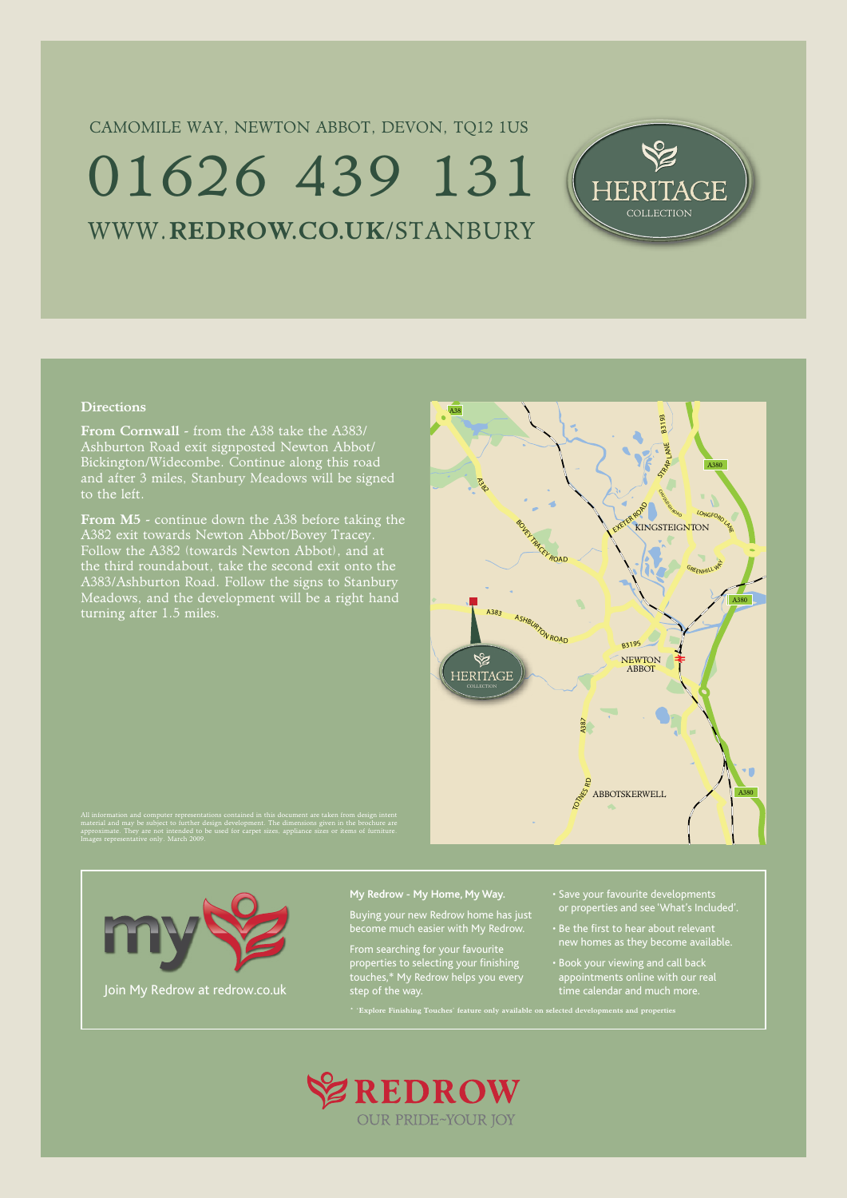CAMOMILE WAY, NEWTON ABBOT, DEVON, TQ12 1US

# 01626 439 131

WWW.**REDROW.CO.UK**/STANBURY

HERITAGE
COLLECTION

## Directions

**From Cornwall** - from the A38 take the A383/ Ashburton Road exit signposted Newton Abbot/ Bickington/Widecombe. Continue along this road and after 3 miles, Stanbury Meadows will be signed to the left.

**From M5** - continue down the A38 before taking the A382 exit towards Newton Abbot/Bovey Tracey. Follow the A382 (towards Newton Abbot), and at the third roundabout, take the second exit onto the A383/Ashburton Road. Follow the signs to Stanbury Meadows, and the development will be a right hand turning after 1.5 miles.

A38
A382
BOVEY TRACEY ROAD
EXETER ROAD
B3193
STRAP LANE
A380
KINGSTEIGNTON
LONGFORD LANE
GREENHILL WAY
A383
ASHBURTON ROAD
B3195
NEWTON ABBOT
HERITAGE
COLLECTION
A381
TOTNES RD
ABBOTSKERWELL

All information and computer representations contained in this document are taken from design intent material and may be subject to further design development. The dimensions given in the brochure are approximate. They are not intended to be used for carpet sizes, appliance sizes or items of furniture. Images representative only. March 2009.

my

Join My Redrow at redrow.co.uk

**My Redrow - My Home, My Way.**

Buying your new Redrow home has just become much easier with My Redrow.

From searching for your favourite properties to selecting your finishing touches,* My Redrow helps you every step of the way.

- Save your favourite developments or properties and see 'What's Included'.
- Be the first to hear about relevant new homes as they become available.
- Book your viewing and call back appointments online with our real time calendar and much more.

\* 'Explore Finishing Touches' feature only available on selected developments and properties

REDROW
OUR PRIDE~YOUR JOY